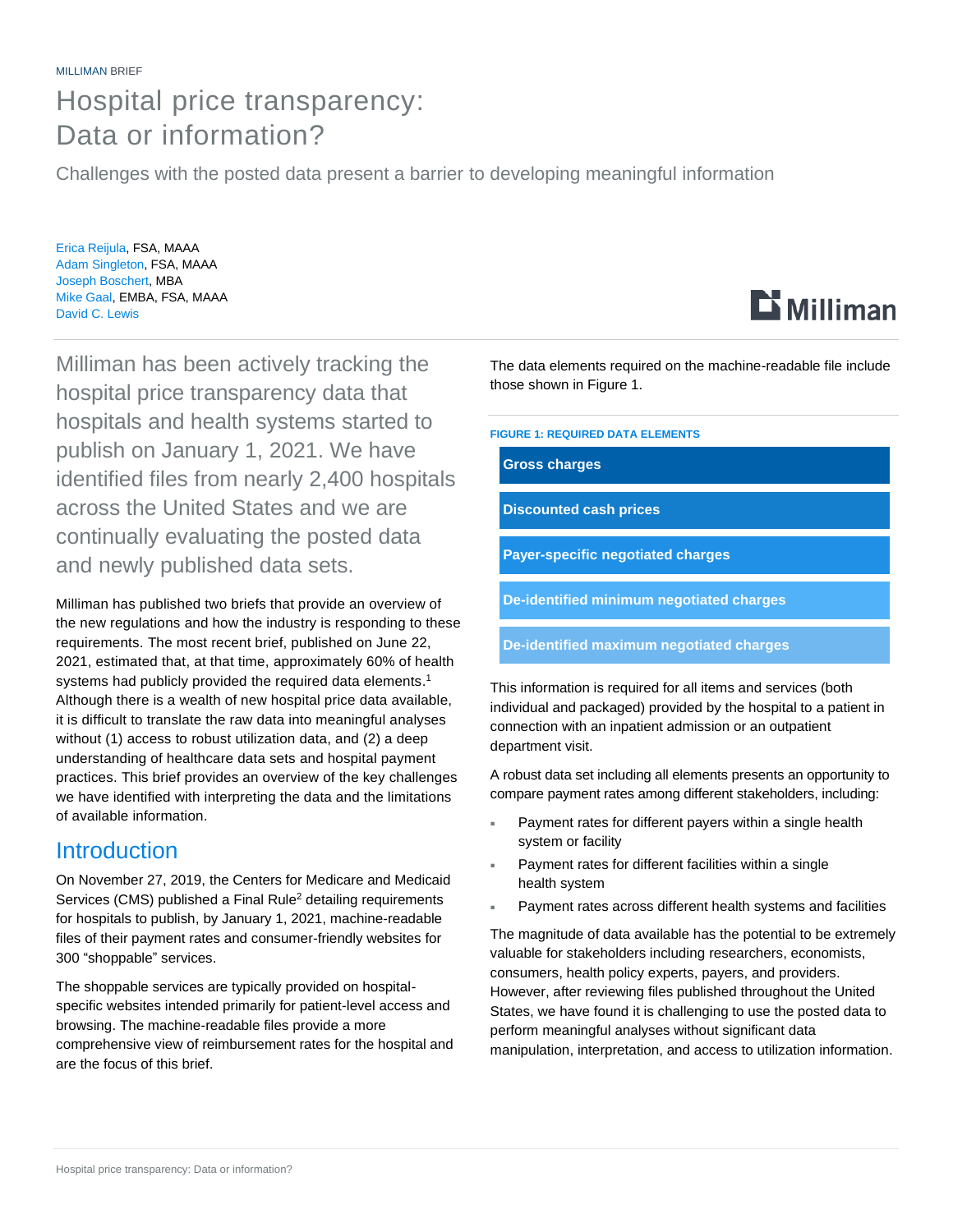MILLIMAN BRIEF

# Hospital price transparency: Data or information?

Challenges with the posted data present a barrier to developing meaningful information

Erica Reijula, FSA, MAAA
Adam Singleton, FSA, MAAA
Joseph Boschert, MBA
Mike Gaal, EMBA, FSA, MAAA
David C. Lewis

Milliman has been actively tracking the hospital price transparency data that hospitals and health systems started to publish on January 1, 2021. We have identified files from nearly 2,400 hospitals across the United States and we are continually evaluating the posted data and newly published data sets.

Milliman has published two briefs that provide an overview of the new regulations and how the industry is responding to these requirements. The most recent brief, published on June 22, 2021, estimated that, at that time, approximately 60% of health systems had publicly provided the required data elements.[1] Although there is a wealth of new hospital price data available, it is difficult to translate the raw data into meaningful analyses without (1) access to robust utilization data, and (2) a deep understanding of healthcare data sets and hospital payment practices. This brief provides an overview of the key challenges we have identified with interpreting the data and the limitations of available information.

## Introduction

On November 27, 2019, the Centers for Medicare and Medicaid Services (CMS) published a Final Rule[2] detailing requirements for hospitals to publish, by January 1, 2021, machine-readable files of their payment rates and consumer-friendly websites for 300 "shoppable" services.

The shoppable services are typically provided on hospital-specific websites intended primarily for patient-level access and browsing. The machine-readable files provide a more comprehensive view of reimbursement rates for the hospital and are the focus of this brief.

The data elements required on the machine-readable file include those shown in Figure 1.

**FIGURE 1: REQUIRED DATA ELEMENTS**

- **Gross charges**
- **Discounted cash prices**
- **Payer-specific negotiated charges**
- **De-identified minimum negotiated charges**
- **De-identified maximum negotiated charges**

This information is required for all items and services (both individual and packaged) provided by the hospital to a patient in connection with an inpatient admission or an outpatient department visit.

A robust data set including all elements presents an opportunity to compare payment rates among different stakeholders, including:

- Payment rates for different payers within a single health system or facility
- Payment rates for different facilities within a single health system
- Payment rates across different health systems and facilities

The magnitude of data available has the potential to be extremely valuable for stakeholders including researchers, economists, consumers, health policy experts, payers, and providers. However, after reviewing files published throughout the United States, we have found it is challenging to use the posted data to perform meaningful analyses without significant data manipulation, interpretation, and access to utilization information.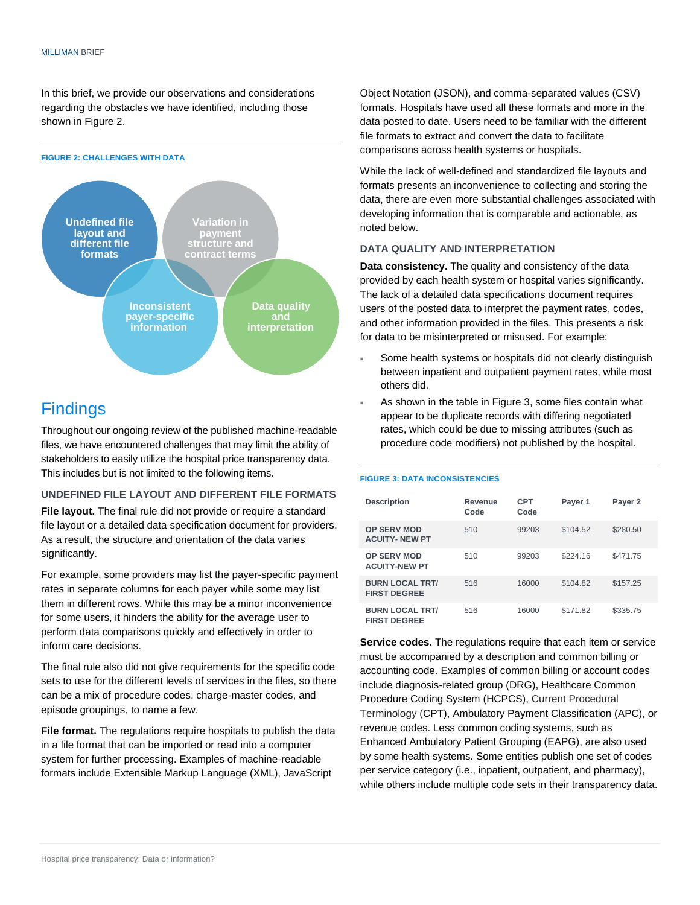In this brief, we provide our observations and considerations regarding the obstacles we have identified, including those shown in Figure 2.

**FIGURE 2: CHALLENGES WITH DATA**

Undefined file layout and different file formats

Variation in payment structure and contract terms

Inconsistent payer-specific information

Data quality and interpretation

# Findings

Throughout our ongoing review of the published machine-readable files, we have encountered challenges that may limit the ability of stakeholders to easily utilize the hospital price transparency data. This includes but is not limited to the following items.

### UNDEFINED FILE LAYOUT AND DIFFERENT FILE FORMATS

**File layout.** The final rule did not provide or require a standard file layout or a detailed data specification document for providers. As a result, the structure and orientation of the data varies significantly.

For example, some providers may list the payer-specific payment rates in separate columns for each payer while some may list them in different rows. While this may be a minor inconvenience for some users, it hinders the ability for the average user to perform data comparisons quickly and effectively in order to inform care decisions.

The final rule also did not give requirements for the specific code sets to use for the different levels of services in the files, so there can be a mix of procedure codes, charge-master codes, and episode groupings, to name a few.

**File format.** The regulations require hospitals to publish the data in a file format that can be imported or read into a computer system for further processing. Examples of machine-readable formats include Extensible Markup Language (XML), JavaScript Object Notation (JSON), and comma-separated values (CSV) formats. Hospitals have used all these formats and more in the data posted to date. Users need to be familiar with the different file formats to extract and convert the data to facilitate comparisons across health systems or hospitals.

While the lack of well-defined and standardized file layouts and formats presents an inconvenience to collecting and storing the data, there are even more substantial challenges associated with developing information that is comparable and actionable, as noted below.

### DATA QUALITY AND INTERPRETATION

**Data consistency.** The quality and consistency of the data provided by each health system or hospital varies significantly. The lack of a detailed data specifications document requires users of the posted data to interpret the payment rates, codes, and other information provided in the files. This presents a risk for data to be misinterpreted or misused. For example:

- Some health systems or hospitals did not clearly distinguish between inpatient and outpatient payment rates, while most others did.
- As shown in the table in Figure 3, some files contain what appear to be duplicate records with differing negotiated rates, which could be due to missing attributes (such as procedure code modifiers) not published by the hospital.

**FIGURE 3: DATA INCONSISTENCIES**

| Description | Revenue Code | CPT Code | Payer 1 | Payer 2 |
|---|---|---|---|---|
| OP SERV MOD ACUITY- NEW PT | 510 | 99203 | $104.52 | $280.50 |
| OP SERV MOD ACUITY-NEW PT | 510 | 99203 | $224.16 | $471.75 |
| BURN LOCAL TRT/ FIRST DEGREE | 516 | 16000 | $104.82 | $157.25 |
| BURN LOCAL TRT/ FIRST DEGREE | 516 | 16000 | $171.82 | $335.75 |

**Service codes.** The regulations require that each item or service must be accompanied by a description and common billing or accounting code. Examples of common billing or account codes include diagnosis-related group (DRG), Healthcare Common Procedure Coding System (HCPCS), Current Procedural Terminology (CPT), Ambulatory Payment Classification (APC), or revenue codes. Less common coding systems, such as Enhanced Ambulatory Patient Grouping (EAPG), are also used by some health systems. Some entities publish one set of codes per service category (i.e., inpatient, outpatient, and pharmacy), while others include multiple code sets in their transparency data.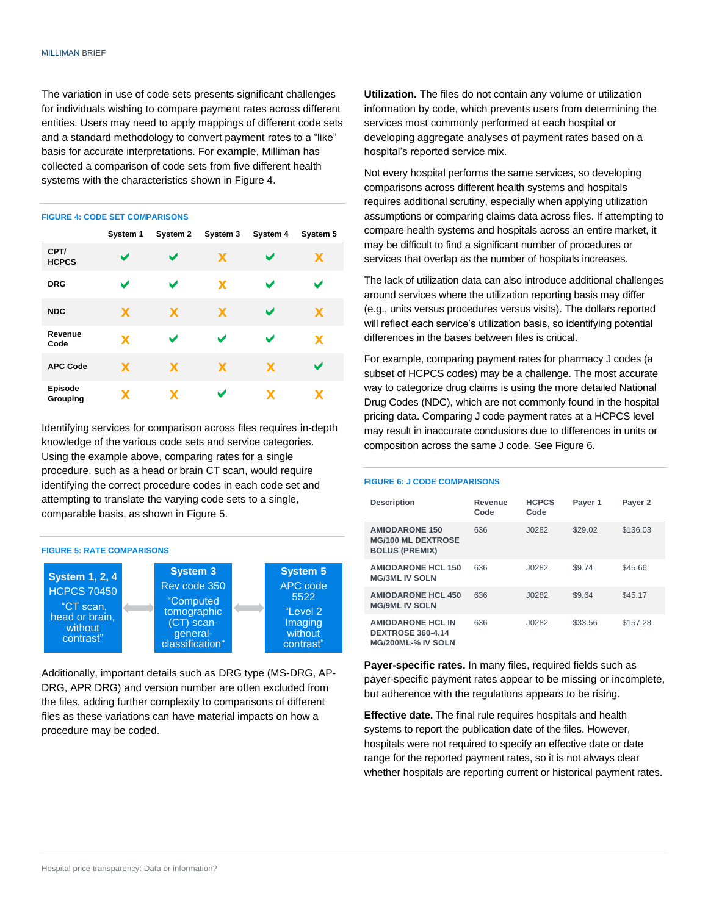The variation in use of code sets presents significant challenges for individuals wishing to compare payment rates across different entities. Users may need to apply mappings of different code sets and a standard methodology to convert payment rates to a "like" basis for accurate interpretations. For example, Milliman has collected a comparison of code sets from five different health systems with the characteristics shown in Figure 4.

**FIGURE 4: CODE SET COMPARISONS**

| | System 1 | System 2 | System 3 | System 4 | System 5 |
|---|---|---|---|---|---|
| CPT/ HCPCS | ✔ | ✔ | X | ✔ | X |
| DRG | ✔ | ✔ | X | ✔ | ✔ |
| NDC | X | X | X | ✔ | X |
| Revenue Code | X | ✔ | ✔ | ✔ | X |
| APC Code | X | X | X | X | ✔ |
| Episode Grouping | X | X | ✔ | X | X |

Identifying services for comparison across files requires in-depth knowledge of the various code sets and service categories. Using the example above, comparing rates for a single procedure, such as a head or brain CT scan, would require identifying the correct procedure codes in each code set and attempting to translate the varying code sets to a single, comparable basis, as shown in Figure 5.

**FIGURE 5: RATE COMPARISONS**

| System 1, 2, 4 | ↔ | System 3 | ↔ | System 5 |
|---|---|---|---|---|
| HCPCS 70450 "CT scan, head or brain, without contrast" | | Rev code 350 "Computed tomographic (CT) scan-general-classification" | | APC code 5522 "Level 2 Imaging without contrast" |

Additionally, important details such as DRG type (MS-DRG, AP-DRG, APR DRG) and version number are often excluded from the files, adding further complexity to comparisons of different files as these variations can have material impacts on how a procedure may be coded.

**Utilization.** The files do not contain any volume or utilization information by code, which prevents users from determining the services most commonly performed at each hospital or developing aggregate analyses of payment rates based on a hospital's reported service mix.

Not every hospital performs the same services, so developing comparisons across different health systems and hospitals requires additional scrutiny, especially when applying utilization assumptions or comparing claims data across files. If attempting to compare health systems and hospitals across an entire market, it may be difficult to find a significant number of procedures or services that overlap as the number of hospitals increases.

The lack of utilization data can also introduce additional challenges around services where the utilization reporting basis may differ (e.g., units versus procedures versus visits). The dollars reported will reflect each service's utilization basis, so identifying potential differences in the bases between files is critical.

For example, comparing payment rates for pharmacy J codes (a subset of HCPCS codes) may be a challenge. The most accurate way to categorize drug claims is using the more detailed National Drug Codes (NDC), which are not commonly found in the hospital pricing data. Comparing J code payment rates at a HCPCS level may result in inaccurate conclusions due to differences in units or composition across the same J code. See Figure 6.

**FIGURE 6: J CODE COMPARISONS**

| Description | Revenue Code | HCPCS Code | Payer 1 | Payer 2 |
|---|---|---|---|---|
| AMIODARONE 150 MG/100 ML DEXTROSE BOLUS (PREMIX) | 636 | J0282 | $29.02 | $136.03 |
| AMIODARONE HCL 150 MG/3ML IV SOLN | 636 | J0282 | $9.74 | $45.66 |
| AMIODARONE HCL 450 MG/9ML IV SOLN | 636 | J0282 | $9.64 | $45.17 |
| AMIODARONE HCL IN DEXTROSE 360-4.14 MG/200ML-% IV SOLN | 636 | J0282 | $33.56 | $157.28 |

**Payer-specific rates.** In many files, required fields such as payer-specific payment rates appear to be missing or incomplete, but adherence with the regulations appears to be rising.

**Effective date.** The final rule requires hospitals and health systems to report the publication date of the files. However, hospitals were not required to specify an effective date or date range for the reported payment rates, so it is not always clear whether hospitals are reporting current or historical payment rates.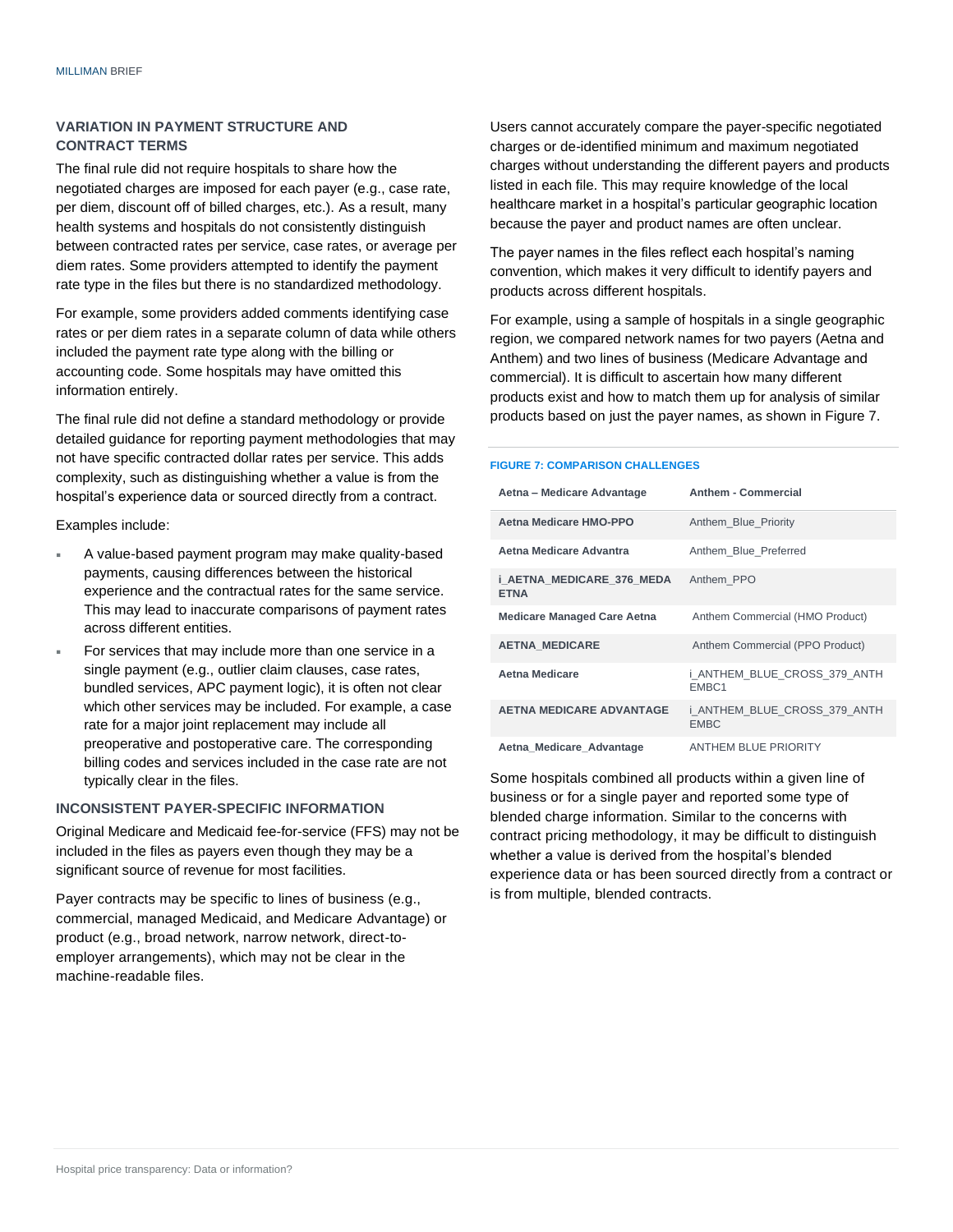### VARIATION IN PAYMENT STRUCTURE AND CONTRACT TERMS

The final rule did not require hospitals to share how the negotiated charges are imposed for each payer (e.g., case rate, per diem, discount off of billed charges, etc.). As a result, many health systems and hospitals do not consistently distinguish between contracted rates per service, case rates, or average per diem rates. Some providers attempted to identify the payment rate type in the files but there is no standardized methodology.

For example, some providers added comments identifying case rates or per diem rates in a separate column of data while others included the payment rate type along with the billing or accounting code. Some hospitals may have omitted this information entirely.

The final rule did not define a standard methodology or provide detailed guidance for reporting payment methodologies that may not have specific contracted dollar rates per service. This adds complexity, such as distinguishing whether a value is from the hospital's experience data or sourced directly from a contract.

Examples include:

- A value-based payment program may make quality-based payments, causing differences between the historical experience and the contractual rates for the same service. This may lead to inaccurate comparisons of payment rates across different entities.
- For services that may include more than one service in a single payment (e.g., outlier claim clauses, case rates, bundled services, APC payment logic), it is often not clear which other services may be included. For example, a case rate for a major joint replacement may include all preoperative and postoperative care. The corresponding billing codes and services included in the case rate are not typically clear in the files.

### INCONSISTENT PAYER-SPECIFIC INFORMATION

Original Medicare and Medicaid fee-for-service (FFS) may not be included in the files as payers even though they may be a significant source of revenue for most facilities.

Payer contracts may be specific to lines of business (e.g., commercial, managed Medicaid, and Medicare Advantage) or product (e.g., broad network, narrow network, direct-to-employer arrangements), which may not be clear in the machine-readable files.

Users cannot accurately compare the payer-specific negotiated charges or de-identified minimum and maximum negotiated charges without understanding the different payers and products listed in each file. This may require knowledge of the local healthcare market in a hospital's particular geographic location because the payer and product names are often unclear.

The payer names in the files reflect each hospital's naming convention, which makes it very difficult to identify payers and products across different hospitals.

For example, using a sample of hospitals in a single geographic region, we compared network names for two payers (Aetna and Anthem) and two lines of business (Medicare Advantage and commercial). It is difficult to ascertain how many different products exist and how to match them up for analysis of similar products based on just the payer names, as shown in Figure 7.

**FIGURE 7: COMPARISON CHALLENGES**

| Aetna – Medicare Advantage | Anthem - Commercial |
|---|---|
| Aetna Medicare HMO-PPO | Anthem_Blue_Priority |
| Aetna Medicare Advantra | Anthem_Blue_Preferred |
| i_AETNA_MEDICARE_376_MEDAETNA | Anthem_PPO |
| Medicare Managed Care Aetna | Anthem Commercial (HMO Product) |
| AETNA_MEDICARE | Anthem Commercial (PPO Product) |
| Aetna Medicare | i_ANTHEM_BLUE_CROSS_379_ANTHEMBC1 |
| AETNA MEDICARE ADVANTAGE | i_ANTHEM_BLUE_CROSS_379_ANTHEMBC |
| Aetna_Medicare_Advantage | ANTHEM BLUE PRIORITY |

Some hospitals combined all products within a given line of business or for a single payer and reported some type of blended charge information. Similar to the concerns with contract pricing methodology, it may be difficult to distinguish whether a value is derived from the hospital's blended experience data or has been sourced directly from a contract or is from multiple, blended contracts.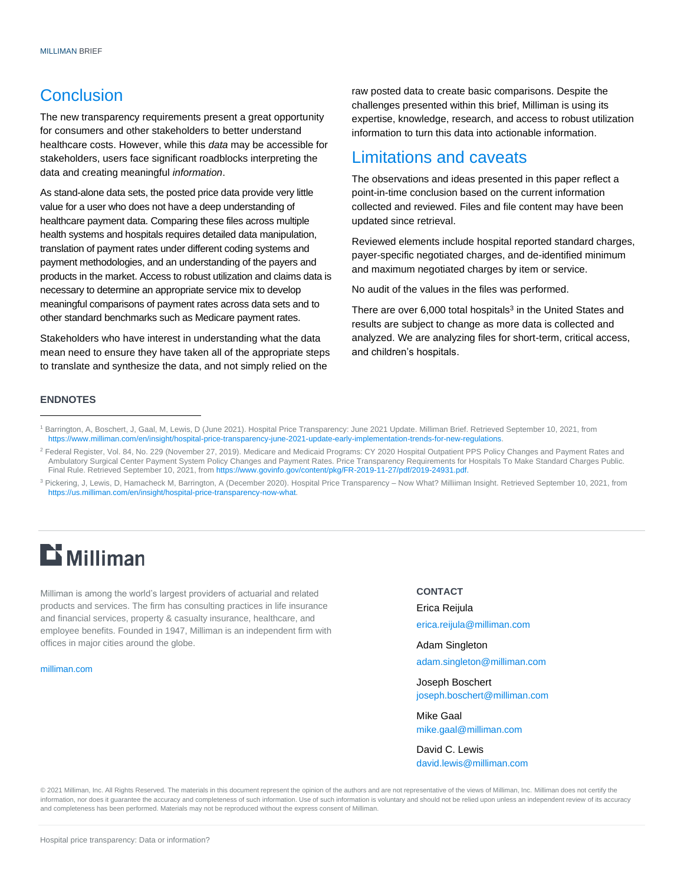## Conclusion

The new transparency requirements present a great opportunity for consumers and other stakeholders to better understand healthcare costs. However, while this *data* may be accessible for stakeholders, users face significant roadblocks interpreting the data and creating meaningful *information*.

As stand-alone data sets, the posted price data provide very little value for a user who does not have a deep understanding of healthcare payment data. Comparing these files across multiple health systems and hospitals requires detailed data manipulation, translation of payment rates under different coding systems and payment methodologies, and an understanding of the payers and products in the market. Access to robust utilization and claims data is necessary to determine an appropriate service mix to develop meaningful comparisons of payment rates across data sets and to other standard benchmarks such as Medicare payment rates.

Stakeholders who have interest in understanding what the data mean need to ensure they have taken all of the appropriate steps to translate and synthesize the data, and not simply relied on the raw posted data to create basic comparisons. Despite the challenges presented within this brief, Milliman is using its expertise, knowledge, research, and access to robust utilization information to turn this data into actionable information.

## Limitations and caveats

The observations and ideas presented in this paper reflect a point-in-time conclusion based on the current information collected and reviewed. Files and file content may have been updated since retrieval.

Reviewed elements include hospital reported standard charges, payer-specific negotiated charges, and de-identified minimum and maximum negotiated charges by item or service.

No audit of the values in the files was performed.

There are over 6,000 total hospitals[3] in the United States and results are subject to change as more data is collected and analyzed. We are analyzing files for short-term, critical access, and children's hospitals.

### ENDNOTES

[1] Barrington, A, Boschert, J, Gaal, M, Lewis, D (June 2021). Hospital Price Transparency: June 2021 Update. Milliman Brief. Retrieved September 10, 2021, from https://www.milliman.com/en/insight/hospital-price-transparency-june-2021-update-early-implementation-trends-for-new-regulations.

[2] Federal Register, Vol. 84, No. 229 (November 27, 2019). Medicare and Medicaid Programs: CY 2020 Hospital Outpatient PPS Policy Changes and Payment Rates and Ambulatory Surgical Center Payment System Policy Changes and Payment Rates. Price Transparency Requirements for Hospitals To Make Standard Charges Public. Final Rule. Retrieved September 10, 2021, from https://www.govinfo.gov/content/pkg/FR-2019-11-27/pdf/2019-24931.pdf.

[3] Pickering, J, Lewis, D, Hamacheck M, Barrington, A (December 2020). Hospital Price Transparency – Now What? Milliiman Insight. Retrieved September 10, 2021, from https://us.milliman.com/en/insight/hospital-price-transparency-now-what.

Milliman

Milliman is among the world's largest providers of actuarial and related products and services. The firm has consulting practices in life insurance and financial services, property & casualty insurance, healthcare, and employee benefits. Founded in 1947, Milliman is an independent firm with offices in major cities around the globe.

milliman.com

**CONTACT**

Erica Reijula
erica.reijula@milliman.com

Adam Singleton
adam.singleton@milliman.com

Joseph Boschert
joseph.boschert@milliman.com

Mike Gaal
mike.gaal@milliman.com

David C. Lewis
david.lewis@milliman.com

© 2021 Milliman, Inc. All Rights Reserved. The materials in this document represent the opinion of the authors and are not representative of the views of Milliman, Inc. Milliman does not certify the information, nor does it guarantee the accuracy and completeness of such information. Use of such information is voluntary and should not be relied upon unless an independent review of its accuracy and completeness has been performed. Materials may not be reproduced without the express consent of Milliman.